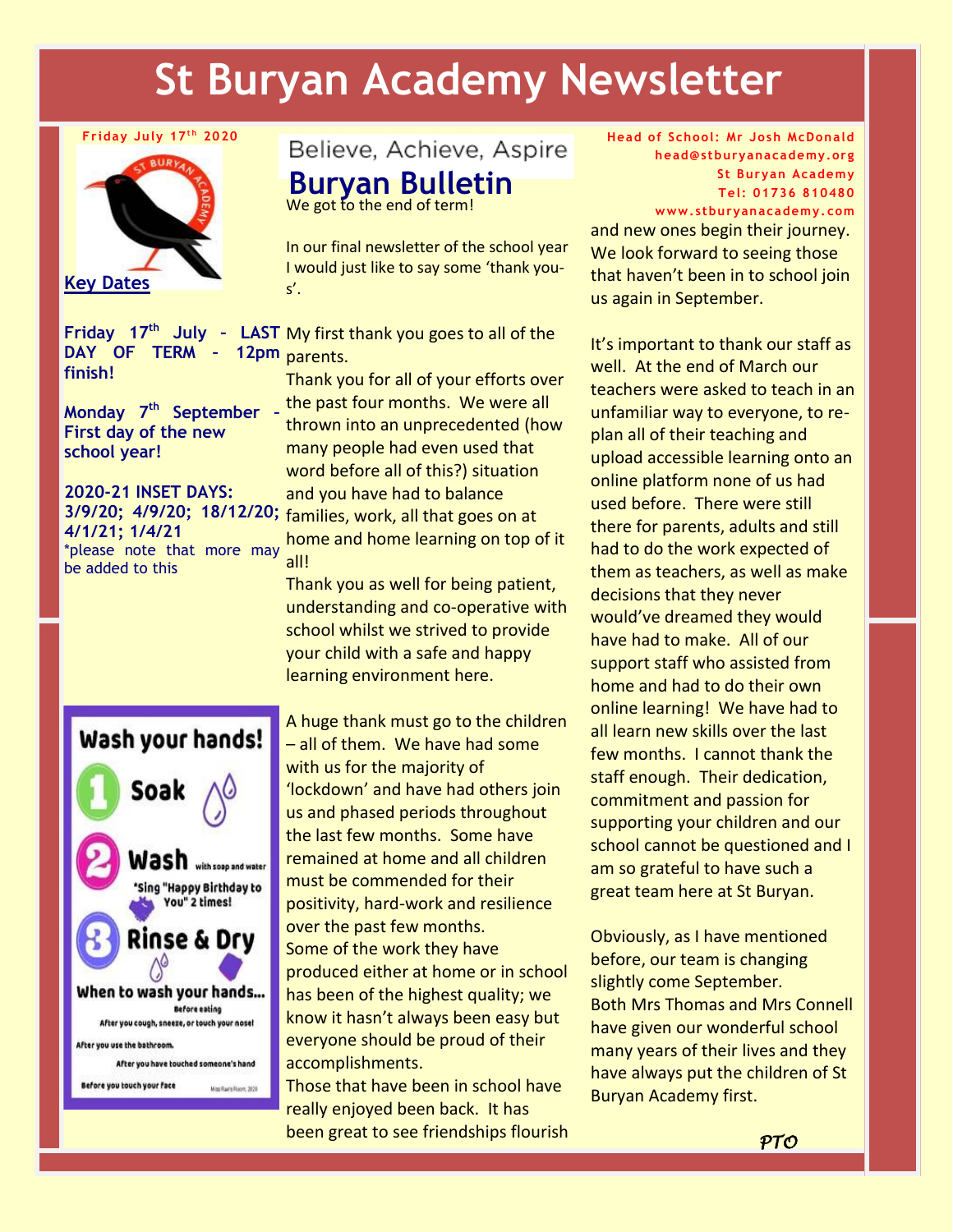# St Buryan Academy Newsletter

Friday July 17th 2020

## Key Dates

**Friday 17th July – LAST DAY OF TERM – 12pm finish!**

**Monday 7th September – First day of the new school year!**

**2020-21 INSET DAYS: 3/9/20; 4/9/20; 18/12/20; 4/1/21; 1/4/21**
*please note that more may be added to this

Wash your hands!

1. Soak
2. Wash with soap and water — *Sing "Happy Birthday to You" 2 times!
3. Rinse & Dry

When to wash your hands...
- Before eating
- After you cough, sneeze, or touch your nose!
- After you use the bathroom.
- After you have touched someone's hand
- Before you touch your face

Believe, Achieve, Aspire

## Buryan Bulletin

We got to the end of term!

In our final newsletter of the school year I would just like to say some 'thank you-s'.

My first thank you goes to all of the parents.
Thank you for all of your efforts over the past four months. We were all thrown into an unprecedented (how many people had even used that word before all of this?) situation and you have had to balance families, work, all that goes on at home and home learning on top of it all!
Thank you as well for being patient, understanding and co-operative with school whilst we strived to provide your child with a safe and happy learning environment here.

A huge thank must go to the children – all of them. We have had some with us for the majority of 'lockdown' and have had others join us and phased periods throughout the last few months. Some have remained at home and all children must be commended for their positivity, hard-work and resilience over the past few months.
Some of the work they have produced either at home or in school has been of the highest quality; we know it hasn't always been easy but everyone should be proud of their accomplishments.
Those that have been in school have really enjoyed been back. It has been great to see friendships flourish and new ones begin their journey. We look forward to seeing those that haven't been in to school join us again in September.

Head of School: Mr Josh McDonald
head@stburyanacademy.org
St Buryan Academy
Tel: 01736 810480
www.stburyanacademy.com

It's important to thank our staff as well. At the end of March our teachers were asked to teach in an unfamiliar way to everyone, to re-plan all of their teaching and upload accessible learning onto an online platform none of us had used before. There were still there for parents, adults and still had to do the work expected of them as teachers, as well as make decisions that they never would've dreamed they would have had to make. All of our support staff who assisted from home and had to do their own online learning! We have had to all learn new skills over the last few months. I cannot thank the staff enough. Their dedication, commitment and passion for supporting your children and our school cannot be questioned and I am so grateful to have such a great team here at St Buryan.

Obviously, as I have mentioned before, our team is changing slightly come September.
Both Mrs Thomas and Mrs Connell have given our wonderful school many years of their lives and they have always put the children of St Buryan Academy first.

*PTO*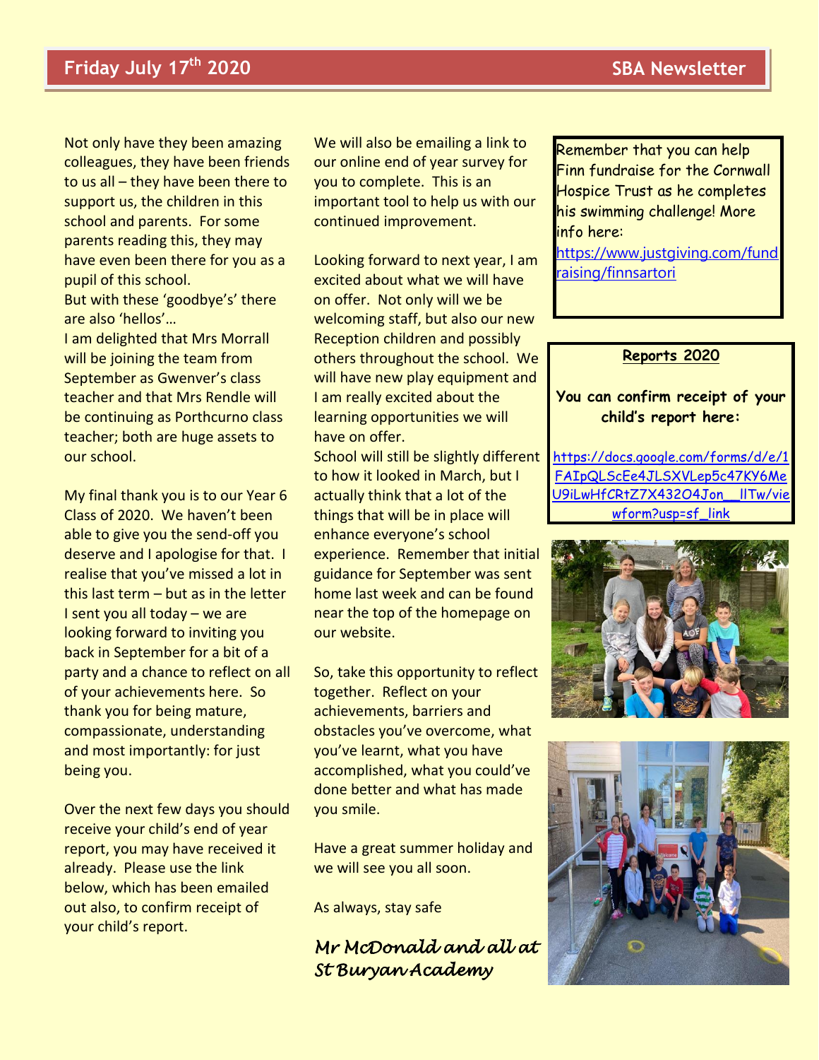Not only have they been amazing colleagues, they have been friends to us all – they have been there to support us, the children in this school and parents. For some parents reading this, they may have even been there for you as a pupil of this school.
But with these 'goodbye's' there are also 'hellos'…
I am delighted that Mrs Morrall will be joining the team from September as Gwenver's class teacher and that Mrs Rendle will be continuing as Porthcurno class teacher; both are huge assets to our school.

My final thank you is to our Year 6 Class of 2020. We haven't been able to give you the send-off you deserve and I apologise for that. I realise that you've missed a lot in this last term – but as in the letter I sent you all today – we are looking forward to inviting you back in September for a bit of a party and a chance to reflect on all of your achievements here. So thank you for being mature, compassionate, understanding and most importantly: for just being you.

Over the next few days you should receive your child's end of year report, you may have received it already. Please use the link below, which has been emailed out also, to confirm receipt of your child's report.

We will also be emailing a link to our online end of year survey for you to complete. This is an important tool to help us with our continued improvement.

Looking forward to next year, I am excited about what we will have on offer. Not only will we be welcoming staff, but also our new Reception children and possibly others throughout the school. We will have new play equipment and I am really excited about the learning opportunities we will have on offer.
School will still be slightly different to how it looked in March, but I actually think that a lot of the things that will be in place will enhance everyone's school experience. Remember that initial guidance for September was sent home last week and can be found near the top of the homepage on our website.

So, take this opportunity to reflect together. Reflect on your achievements, barriers and obstacles you've overcome, what you've learnt, what you have accomplished, what you could've done better and what has made you smile.

Have a great summer holiday and we will see you all soon.

As always, stay safe

*Mr McDonald and all at St Buryan Academy*

Remember that you can help Finn fundraise for the Cornwall Hospice Trust as he completes his swimming challenge! More info here:
https://www.justgiving.com/fundraising/finnsartori

**Reports 2020**

**You can confirm receipt of your child's report here:**

https://docs.google.com/forms/d/e/1FAIpQLScEe4JLSXVLep5c47KY6MeU9iLwHfCRtZ7X432O4Jon__llTw/viewform?usp=sf_link